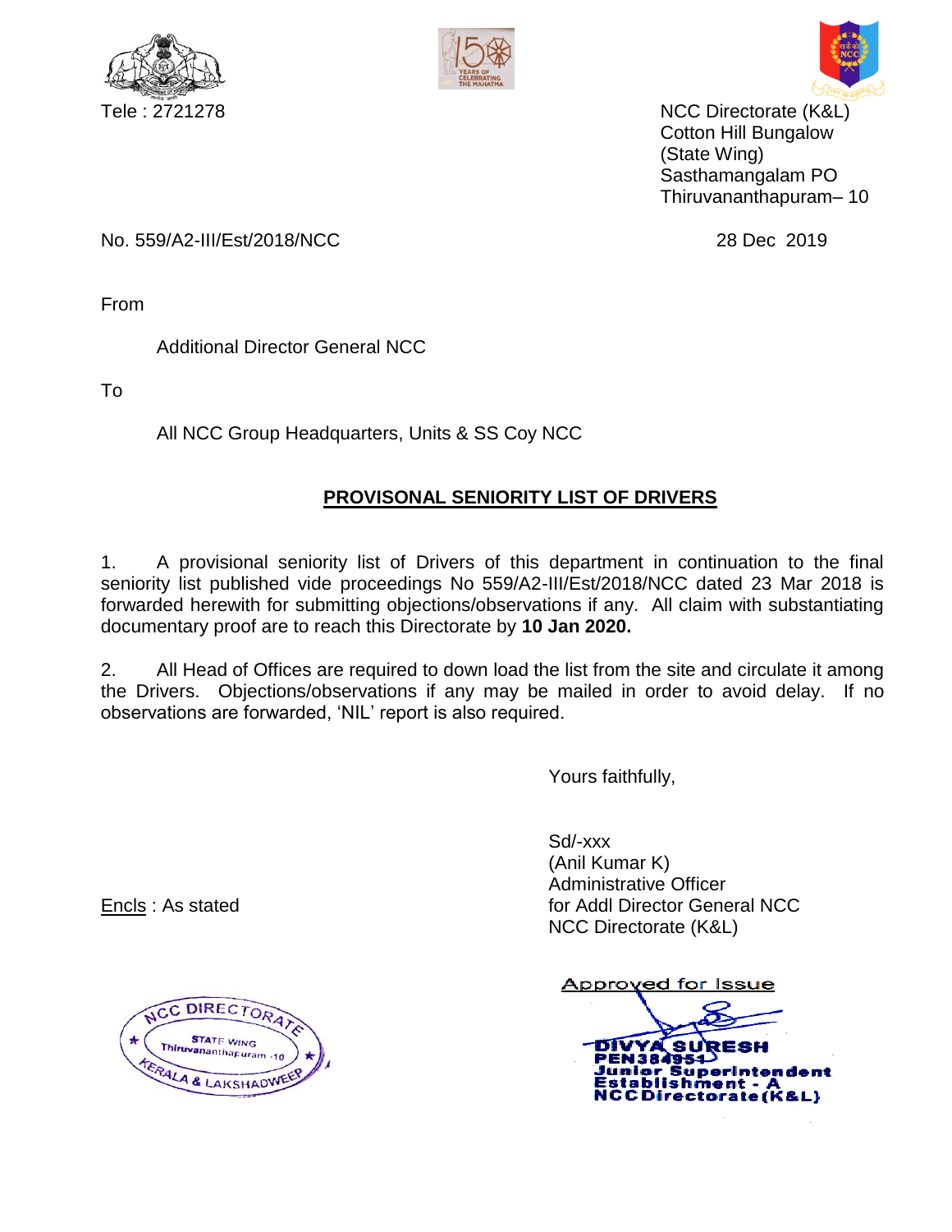Tele : 2721278

NCC Directorate (K&L)
Cotton Hill Bungalow
(State Wing)
Sasthamangalam PO
Thiruvananthapuram– 10

No. 559/A2-III/Est/2018/NCC

28 Dec 2019

From

Additional Director General NCC

To

All NCC Group Headquarters, Units & SS Coy NCC

## PROVISONAL SENIORITY LIST OF DRIVERS

1. A provisional seniority list of Drivers of this department in continuation to the final seniority list published vide proceedings No 559/A2-III/Est/2018/NCC dated 23 Mar 2018 is forwarded herewith for submitting objections/observations if any. All claim with substantiating documentary proof are to reach this Directorate by **10 Jan 2020.**

2. All Head of Offices are required to down load the list from the site and circulate it among the Drivers. Objections/observations if any may be mailed in order to avoid delay. If no observations are forwarded, 'NIL' report is also required.

Yours faithfully,

Sd/-xxx
(Anil Kumar K)
Administrative Officer
for Addl Director General NCC
NCC Directorate (K&L)

Encls : As stated

NCC DIRECTORATE
STATE WING
Thiruvananthapuram -10
KERALA & LAKSHADWEEP

Approved for Issue

DIVYA SURESH
PEN384954
Junior Superintendent
Establishment - A
NCC Directorate (K&L)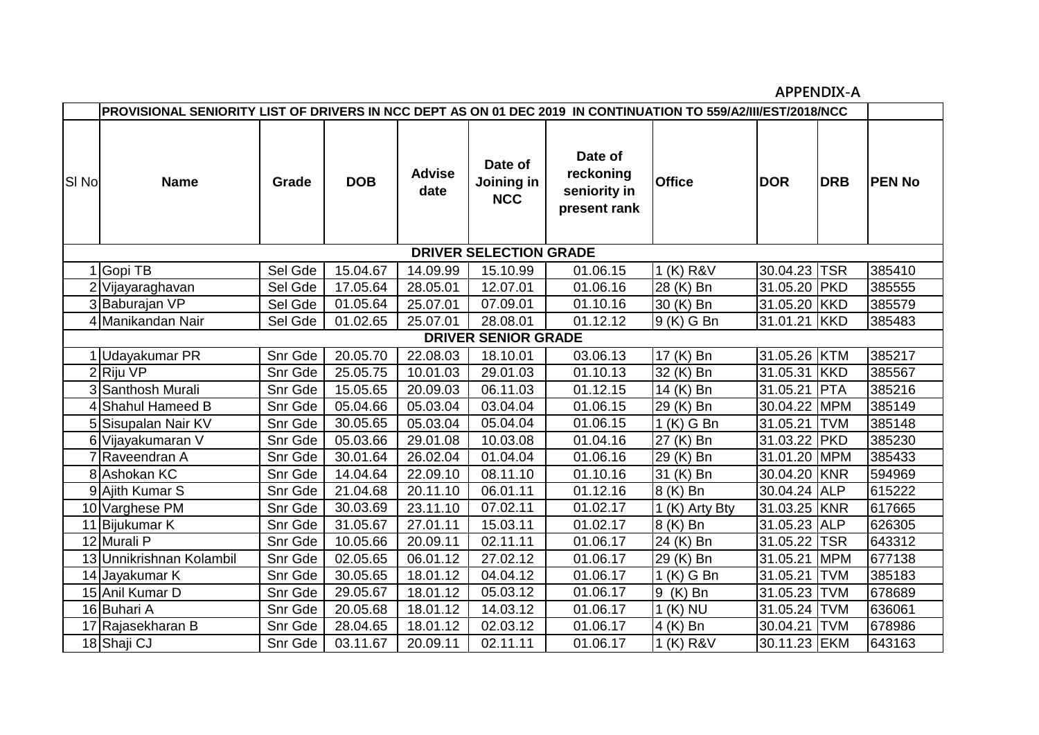APPENDIX-A

| Sl No | Name | Grade | DOB | Advise date | Date of Joining in NCC | Date of reckoning seniority in present rank | Office | DOR | DRB | PEN No |
|---|---|---|---|---|---|---|---|---|---|---|
| PROVISIONAL SENIORITY LIST OF DRIVERS IN NCC DEPT AS ON 01 DEC 2019 IN CONTINUATION TO 559/A2/III/EST/2018/NCC | | | | | | | | | | |
| DRIVER SELECTION GRADE | | | | | | | | | | |
| 1 | Gopi TB | Sel Gde | 15.04.67 | 14.09.99 | 15.10.99 | 01.06.15 | 1 (K) R&V | 30.04.23 | TSR | 385410 |
| 2 | Vijayaraghavan | Sel Gde | 17.05.64 | 28.05.01 | 12.07.01 | 01.06.16 | 28 (K) Bn | 31.05.20 | PKD | 385555 |
| 3 | Baburajan VP | Sel Gde | 01.05.64 | 25.07.01 | 07.09.01 | 01.10.16 | 30 (K) Bn | 31.05.20 | KKD | 385579 |
| 4 | Manikandan Nair | Sel Gde | 01.02.65 | 25.07.01 | 28.08.01 | 01.12.12 | 9 (K) G Bn | 31.01.21 | KKD | 385483 |
| DRIVER SENIOR GRADE | | | | | | | | | | |
| 1 | Udayakumar PR | Snr Gde | 20.05.70 | 22.08.03 | 18.10.01 | 03.06.13 | 17 (K) Bn | 31.05.26 | KTM | 385217 |
| 2 | Riju VP | Snr Gde | 25.05.75 | 10.01.03 | 29.01.03 | 01.10.13 | 32 (K) Bn | 31.05.31 | KKD | 385567 |
| 3 | Santhosh Murali | Snr Gde | 15.05.65 | 20.09.03 | 06.11.03 | 01.12.15 | 14 (K) Bn | 31.05.21 | PTA | 385216 |
| 4 | Shahul Hameed B | Snr Gde | 05.04.66 | 05.03.04 | 03.04.04 | 01.06.15 | 29 (K) Bn | 30.04.22 | MPM | 385149 |
| 5 | Sisupalan Nair KV | Snr Gde | 30.05.65 | 05.03.04 | 05.04.04 | 01.06.15 | 1 (K) G Bn | 31.05.21 | TVM | 385148 |
| 6 | Vijayakumaran V | Snr Gde | 05.03.66 | 29.01.08 | 10.03.08 | 01.04.16 | 27 (K) Bn | 31.03.22 | PKD | 385230 |
| 7 | Raveendran A | Snr Gde | 30.01.64 | 26.02.04 | 01.04.04 | 01.06.16 | 29 (K) Bn | 31.01.20 | MPM | 385433 |
| 8 | Ashokan KC | Snr Gde | 14.04.64 | 22.09.10 | 08.11.10 | 01.10.16 | 31 (K) Bn | 30.04.20 | KNR | 594969 |
| 9 | Ajith Kumar S | Snr Gde | 21.04.68 | 20.11.10 | 06.01.11 | 01.12.16 | 8 (K) Bn | 30.04.24 | ALP | 615222 |
| 10 | Varghese PM | Snr Gde | 30.03.69 | 23.11.10 | 07.02.11 | 01.02.17 | 1 (K) Arty Bty | 31.03.25 | KNR | 617665 |
| 11 | Bijukumar K | Snr Gde | 31.05.67 | 27.01.11 | 15.03.11 | 01.02.17 | 8 (K) Bn | 31.05.23 | ALP | 626305 |
| 12 | Murali P | Snr Gde | 10.05.66 | 20.09.11 | 02.11.11 | 01.06.17 | 24 (K) Bn | 31.05.22 | TSR | 643312 |
| 13 | Unnikrishnan Kolambil | Snr Gde | 02.05.65 | 06.01.12 | 27.02.12 | 01.06.17 | 29 (K) Bn | 31.05.21 | MPM | 677138 |
| 14 | Jayakumar K | Snr Gde | 30.05.65 | 18.01.12 | 04.04.12 | 01.06.17 | 1 (K) G Bn | 31.05.21 | TVM | 385183 |
| 15 | Anil Kumar D | Snr Gde | 29.05.67 | 18.01.12 | 05.03.12 | 01.06.17 | 9 (K) Bn | 31.05.23 | TVM | 678689 |
| 16 | Buhari A | Snr Gde | 20.05.68 | 18.01.12 | 14.03.12 | 01.06.17 | 1 (K) NU | 31.05.24 | TVM | 636061 |
| 17 | Rajasekharan B | Snr Gde | 28.04.65 | 18.01.12 | 02.03.12 | 01.06.17 | 4 (K) Bn | 30.04.21 | TVM | 678986 |
| 18 | Shaji CJ | Snr Gde | 03.11.67 | 20.09.11 | 02.11.11 | 01.06.17 | 1 (K) R&V | 30.11.23 | EKM | 643163 |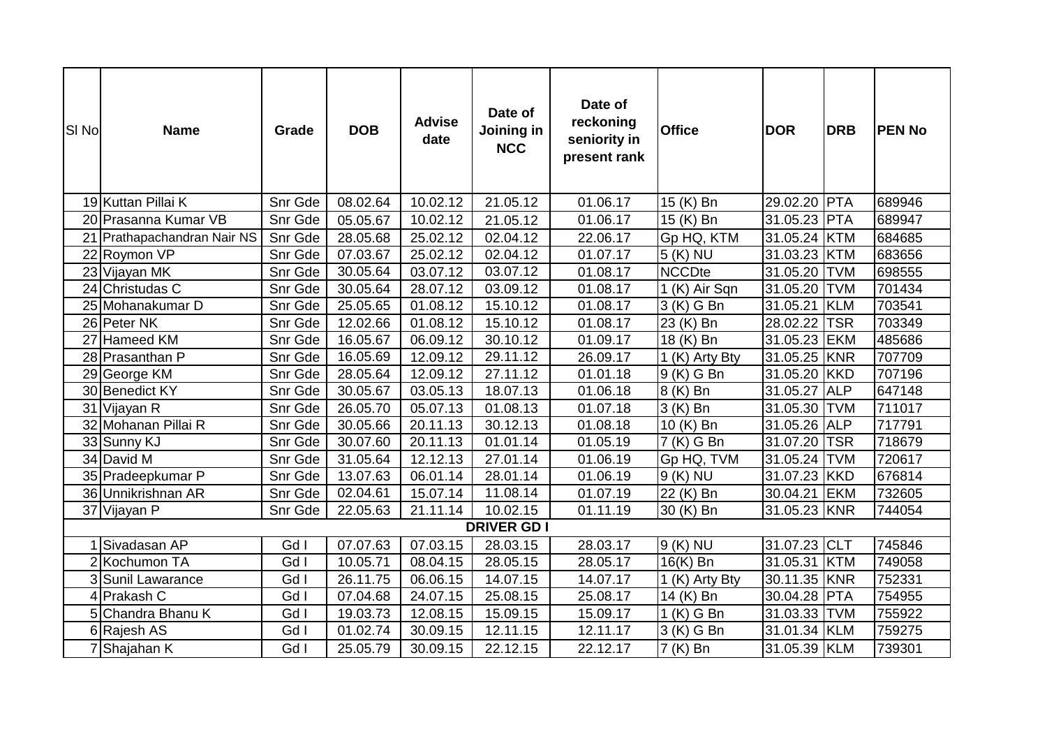| Sl No | Name | Grade | DOB | Advise date | Date of Joining in NCC | Date of reckoning seniority in present rank | Office | DOR | DRB | PEN No |
|---|---|---|---|---|---|---|---|---|---|---|
| 19 | Kuttan Pillai K | Snr Gde | 08.02.64 | 10.02.12 | 21.05.12 | 01.06.17 | 15 (K) Bn | 29.02.20 | PTA | 689946 |
| 20 | Prasanna Kumar VB | Snr Gde | 05.05.67 | 10.02.12 | 21.05.12 | 01.06.17 | 15 (K) Bn | 31.05.23 | PTA | 689947 |
| 21 | Prathapachandran Nair NS | Snr Gde | 28.05.68 | 25.02.12 | 02.04.12 | 22.06.17 | Gp HQ, KTM | 31.05.24 | KTM | 684685 |
| 22 | Roymon VP | Snr Gde | 07.03.67 | 25.02.12 | 02.04.12 | 01.07.17 | 5 (K) NU | 31.03.23 | KTM | 683656 |
| 23 | Vijayan MK | Snr Gde | 30.05.64 | 03.07.12 | 03.07.12 | 01.08.17 | NCCDte | 31.05.20 | TVM | 698555 |
| 24 | Christudas C | Snr Gde | 30.05.64 | 28.07.12 | 03.09.12 | 01.08.17 | 1 (K) Air Sqn | 31.05.20 | TVM | 701434 |
| 25 | Mohanakumar D | Snr Gde | 25.05.65 | 01.08.12 | 15.10.12 | 01.08.17 | 3 (K) G Bn | 31.05.21 | KLM | 703541 |
| 26 | Peter NK | Snr Gde | 12.02.66 | 01.08.12 | 15.10.12 | 01.08.17 | 23 (K) Bn | 28.02.22 | TSR | 703349 |
| 27 | Hameed KM | Snr Gde | 16.05.67 | 06.09.12 | 30.10.12 | 01.09.17 | 18 (K) Bn | 31.05.23 | EKM | 485686 |
| 28 | Prasanthan P | Snr Gde | 16.05.69 | 12.09.12 | 29.11.12 | 26.09.17 | 1 (K) Arty Bty | 31.05.25 | KNR | 707709 |
| 29 | George KM | Snr Gde | 28.05.64 | 12.09.12 | 27.11.12 | 01.01.18 | 9 (K) G Bn | 31.05.20 | KKD | 707196 |
| 30 | Benedict KY | Snr Gde | 30.05.67 | 03.05.13 | 18.07.13 | 01.06.18 | 8 (K) Bn | 31.05.27 | ALP | 647148 |
| 31 | Vijayan R | Snr Gde | 26.05.70 | 05.07.13 | 01.08.13 | 01.07.18 | 3 (K) Bn | 31.05.30 | TVM | 711017 |
| 32 | Mohanan Pillai R | Snr Gde | 30.05.66 | 20.11.13 | 30.12.13 | 01.08.18 | 10 (K) Bn | 31.05.26 | ALP | 717791 |
| 33 | Sunny KJ | Snr Gde | 30.07.60 | 20.11.13 | 01.01.14 | 01.05.19 | 7 (K) G Bn | 31.07.20 | TSR | 718679 |
| 34 | David M | Snr Gde | 31.05.64 | 12.12.13 | 27.01.14 | 01.06.19 | Gp HQ, TVM | 31.05.24 | TVM | 720617 |
| 35 | Pradeepkumar P | Snr Gde | 13.07.63 | 06.01.14 | 28.01.14 | 01.06.19 | 9 (K) NU | 31.07.23 | KKD | 676814 |
| 36 | Unnikrishnan AR | Snr Gde | 02.04.61 | 15.07.14 | 11.08.14 | 01.07.19 | 22 (K) Bn | 30.04.21 | EKM | 732605 |
| 37 | Vijayan P | Snr Gde | 22.05.63 | 21.11.14 | 10.02.15 | 01.11.19 | 30 (K) Bn | 31.05.23 | KNR | 744054 |
| | | | | | **DRIVER GD I** | | | | | |
| 1 | Sivadasan AP | Gd I | 07.07.63 | 07.03.15 | 28.03.15 | 28.03.17 | 9 (K) NU | 31.07.23 | CLT | 745846 |
| 2 | Kochumon TA | Gd I | 10.05.71 | 08.04.15 | 28.05.15 | 28.05.17 | 16(K) Bn | 31.05.31 | KTM | 749058 |
| 3 | Sunil Lawarance | Gd I | 26.11.75 | 06.06.15 | 14.07.15 | 14.07.17 | 1 (K) Arty Bty | 30.11.35 | KNR | 752331 |
| 4 | Prakash C | Gd I | 07.04.68 | 24.07.15 | 25.08.15 | 25.08.17 | 14 (K) Bn | 30.04.28 | PTA | 754955 |
| 5 | Chandra Bhanu K | Gd I | 19.03.73 | 12.08.15 | 15.09.15 | 15.09.17 | 1 (K) G Bn | 31.03.33 | TVM | 755922 |
| 6 | Rajesh AS | Gd I | 01.02.74 | 30.09.15 | 12.11.15 | 12.11.17 | 3 (K) G Bn | 31.01.34 | KLM | 759275 |
| 7 | Shajahan K | Gd I | 25.05.79 | 30.09.15 | 22.12.15 | 22.12.17 | 7 (K) Bn | 31.05.39 | KLM | 739301 |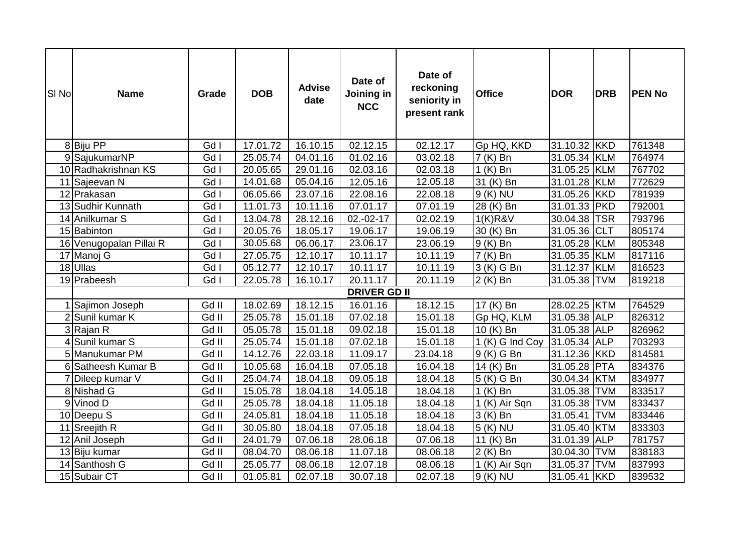| Sl No | Name | Grade | DOB | Advise date | Date of Joining in NCC | Date of reckoning seniority in present rank | Office | DOR | DRB | PEN No |
|---|---|---|---|---|---|---|---|---|---|---|
| 8 | Biju PP | Gd I | 17.01.72 | 16.10.15 | 02.12.15 | 02.12.17 | Gp HQ, KKD | 31.10.32 | KKD | 761348 |
| 9 | SajukumarNP | Gd I | 25.05.74 | 04.01.16 | 01.02.16 | 03.02.18 | 7 (K) Bn | 31.05.34 | KLM | 764974 |
| 10 | Radhakrishnan KS | Gd I | 20.05.65 | 29.01.16 | 02.03.16 | 02.03.18 | 1 (K) Bn | 31.05.25 | KLM | 767702 |
| 11 | Sajeevan N | Gd I | 14.01.68 | 05.04.16 | 12.05.16 | 12.05.18 | 31 (K) Bn | 31.01.28 | KLM | 772629 |
| 12 | Prakasan | Gd I | 06.05.66 | 23.07.16 | 22.08.16 | 22.08.18 | 9 (K) NU | 31.05.26 | KKD | 781939 |
| 13 | Sudhir Kunnath | Gd I | 11.01.73 | 10.11.16 | 07.01.17 | 07.01.19 | 28 (K) Bn | 31.01.33 | PKD | 792001 |
| 14 | Anilkumar S | Gd I | 13.04.78 | 28.12.16 | 02.-02-17 | 02.02.19 | 1(K)R&V | 30.04.38 | TSR | 793796 |
| 15 | Babinton | Gd I | 20.05.76 | 18.05.17 | 19.06.17 | 19.06.19 | 30 (K) Bn | 31.05.36 | CLT | 805174 |
| 16 | Venugopalan Pillai R | Gd I | 30.05.68 | 06.06.17 | 23.06.17 | 23.06.19 | 9 (K) Bn | 31.05.28 | KLM | 805348 |
| 17 | Manoj G | Gd I | 27.05.75 | 12.10.17 | 10.11.17 | 10.11.19 | 7 (K) Bn | 31.05.35 | KLM | 817116 |
| 18 | Ullas | Gd I | 05.12.77 | 12.10.17 | 10.11.17 | 10.11.19 | 3 (K) G Bn | 31.12.37 | KLM | 816523 |
| 19 | Prabeesh | Gd I | 22.05.78 | 16.10.17 | 20.11.17 | 20.11.19 | 2 (K) Bn | 31.05.38 | TVM | 819218 |
| | **DRIVER GD II** | | | | | | | | | |
| 1 | Sajimon Joseph | Gd II | 18.02.69 | 18.12.15 | 16.01.16 | 18.12.15 | 17 (K) Bn | 28.02.25 | KTM | 764529 |
| 2 | Sunil kumar K | Gd II | 25.05.78 | 15.01.18 | 07.02.18 | 15.01.18 | Gp HQ, KLM | 31.05.38 | ALP | 826312 |
| 3 | Rajan R | Gd II | 05.05.78 | 15.01.18 | 09.02.18 | 15.01.18 | 10 (K) Bn | 31.05.38 | ALP | 826962 |
| 4 | Sunil kumar S | Gd II | 25.05.74 | 15.01.18 | 07.02.18 | 15.01.18 | 1 (K) G Ind Coy | 31.05.34 | ALP | 703293 |
| 5 | Manukumar PM | Gd II | 14.12.76 | 22.03.18 | 11.09.17 | 23.04.18 | 9 (K) G Bn | 31.12.36 | KKD | 814581 |
| 6 | Satheesh Kumar B | Gd II | 10.05.68 | 16.04.18 | 07.05.18 | 16.04.18 | 14 (K) Bn | 31.05.28 | PTA | 834376 |
| 7 | Dileep kumar V | Gd II | 25.04.74 | 18.04.18 | 09.05.18 | 18.04.18 | 5 (K) G Bn | 30.04.34 | KTM | 834977 |
| 8 | Nishad G | Gd II | 15.05.78 | 18.04.18 | 14.05.18 | 18.04.18 | 1 (K) Bn | 31.05.38 | TVM | 833517 |
| 9 | Vinod D | Gd II | 25.05.78 | 18.04.18 | 11.05.18 | 18.04.18 | 1 (K) Air Sqn | 31.05.38 | TVM | 833437 |
| 10 | Deepu S | Gd II | 24.05.81 | 18.04.18 | 11.05.18 | 18.04.18 | 3 (K) Bn | 31.05.41 | TVM | 833446 |
| 11 | Sreejith R | Gd II | 30.05.80 | 18.04.18 | 07.05.18 | 18.04.18 | 5 (K) NU | 31.05.40 | KTM | 833303 |
| 12 | Anil Joseph | Gd II | 24.01.79 | 07.06.18 | 28.06.18 | 07.06.18 | 11 (K) Bn | 31.01.39 | ALP | 781757 |
| 13 | Biju kumar | Gd II | 08.04.70 | 08.06.18 | 11.07.18 | 08.06.18 | 2 (K) Bn | 30.04.30 | TVM | 838183 |
| 14 | Santhosh G | Gd II | 25.05.77 | 08.06.18 | 12.07.18 | 08.06.18 | 1 (K) Air Sqn | 31.05.37 | TVM | 837993 |
| 15 | Subair CT | Gd II | 01.05.81 | 02.07.18 | 30.07.18 | 02.07.18 | 9 (K) NU | 31.05.41 | KKD | 839532 |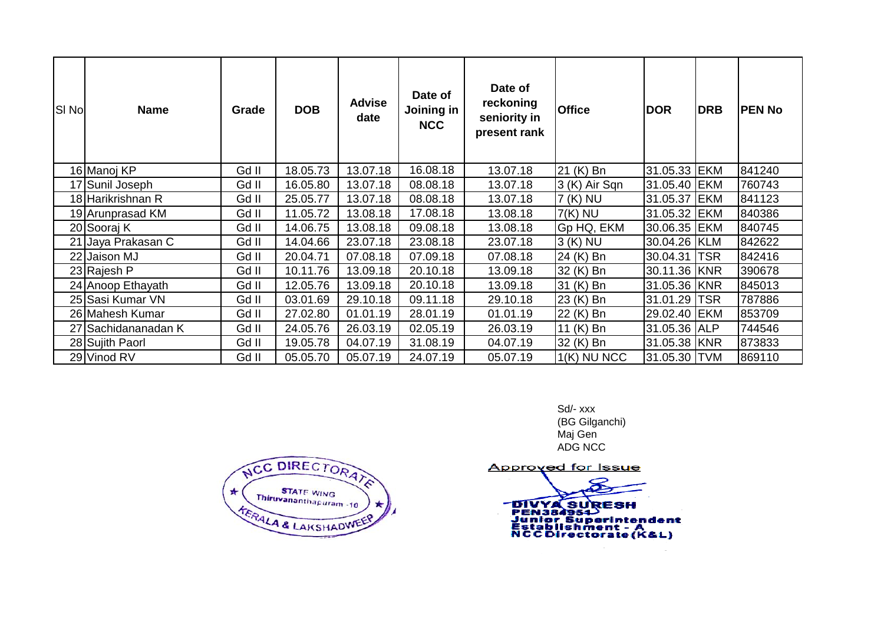| Sl No | Name | Grade | DOB | Advise date | Date of Joining in NCC | Date of reckoning seniority in present rank | Office | DOR | DRB | PEN No |
|---|---|---|---|---|---|---|---|---|---|---|
| 16 | Manoj KP | Gd II | 18.05.73 | 13.07.18 | 16.08.18 | 13.07.18 | 21 (K) Bn | 31.05.33 | EKM | 841240 |
| 17 | Sunil Joseph | Gd II | 16.05.80 | 13.07.18 | 08.08.18 | 13.07.18 | 3 (K) Air Sqn | 31.05.40 | EKM | 760743 |
| 18 | Harikrishnan R | Gd II | 25.05.77 | 13.07.18 | 08.08.18 | 13.07.18 | 7 (K) NU | 31.05.37 | EKM | 841123 |
| 19 | Arunprasad KM | Gd II | 11.05.72 | 13.08.18 | 17.08.18 | 13.08.18 | 7(K) NU | 31.05.32 | EKM | 840386 |
| 20 | Sooraj K | Gd II | 14.06.75 | 13.08.18 | 09.08.18 | 13.08.18 | Gp HQ, EKM | 30.06.35 | EKM | 840745 |
| 21 | Jaya Prakasan C | Gd II | 14.04.66 | 23.07.18 | 23.08.18 | 23.07.18 | 3 (K) NU | 30.04.26 | KLM | 842622 |
| 22 | Jaison MJ | Gd II | 20.04.71 | 07.08.18 | 07.09.18 | 07.08.18 | 24 (K) Bn | 30.04.31 | TSR | 842416 |
| 23 | Rajesh P | Gd II | 10.11.76 | 13.09.18 | 20.10.18 | 13.09.18 | 32 (K) Bn | 30.11.36 | KNR | 390678 |
| 24 | Anoop Ethayath | Gd II | 12.05.76 | 13.09.18 | 20.10.18 | 13.09.18 | 31 (K) Bn | 31.05.36 | KNR | 845013 |
| 25 | Sasi Kumar VN | Gd II | 03.01.69 | 29.10.18 | 09.11.18 | 29.10.18 | 23 (K) Bn | 31.01.29 | TSR | 787886 |
| 26 | Mahesh Kumar | Gd II | 27.02.80 | 01.01.19 | 28.01.19 | 01.01.19 | 22 (K) Bn | 29.02.40 | EKM | 853709 |
| 27 | Sachidananadan K | Gd II | 24.05.76 | 26.03.19 | 02.05.19 | 26.03.19 | 11 (K) Bn | 31.05.36 | ALP | 744546 |
| 28 | Sujith Paorl | Gd II | 19.05.78 | 04.07.19 | 31.08.19 | 04.07.19 | 32 (K) Bn | 31.05.38 | KNR | 873833 |
| 29 | Vinod RV | Gd II | 05.05.70 | 05.07.19 | 24.07.19 | 05.07.19 | 1(K) NU NCC | 31.05.30 | TVM | 869110 |

Sd/- xxx
(BG Gilganchi)
Maj Gen
ADG NCC

NCC DIRECTORATE
STATE WING
Thiruvananthapuram -10
KERALA & LAKSHADWEEP

Approved for Issue

DIVYA SURESH
PEN384954
Junior Superintendent
Establishment - A
NCC Directorate (K&L)